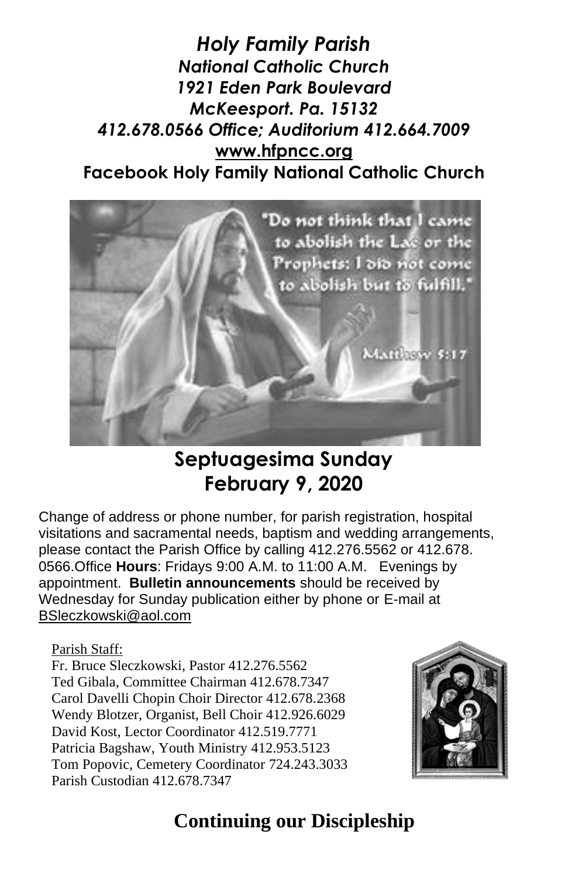# *Holy Family Parish*

***National Catholic Church***

***1921 Eden Park Boulevard***

***McKeesport. Pa. 15132***

***412.678.0566 Office; Auditorium 412.664.7009***

**www.hfpncc.org**

**Facebook Holy Family National Catholic Church**

## Septuagesima Sunday
## February 9, 2020

Change of address or phone number, for parish registration, hospital visitations and sacramental needs, baptism and wedding arrangements, please contact the Parish Office by calling 412.276.5562 or 412.678. 0566.Office **Hours**: Fridays 9:00 A.M. to 11:00 A.M. Evenings by appointment. **Bulletin announcements** should be received by Wednesday for Sunday publication either by phone or E-mail at BSleczkowski@aol.com

Parish Staff:

Fr. Bruce Sleczkowski, Pastor 412.276.5562
Ted Gibala, Committee Chairman 412.678.7347
Carol Davelli Chopin Choir Director 412.678.2368
Wendy Blotzer, Organist, Bell Choir 412.926.6029
David Kost, Lector Coordinator 412.519.7771
Patricia Bagshaw, Youth Ministry 412.953.5123
Tom Popovic, Cemetery Coordinator 724.243.3033
Parish Custodian 412.678.7347

## Continuing our Discipleship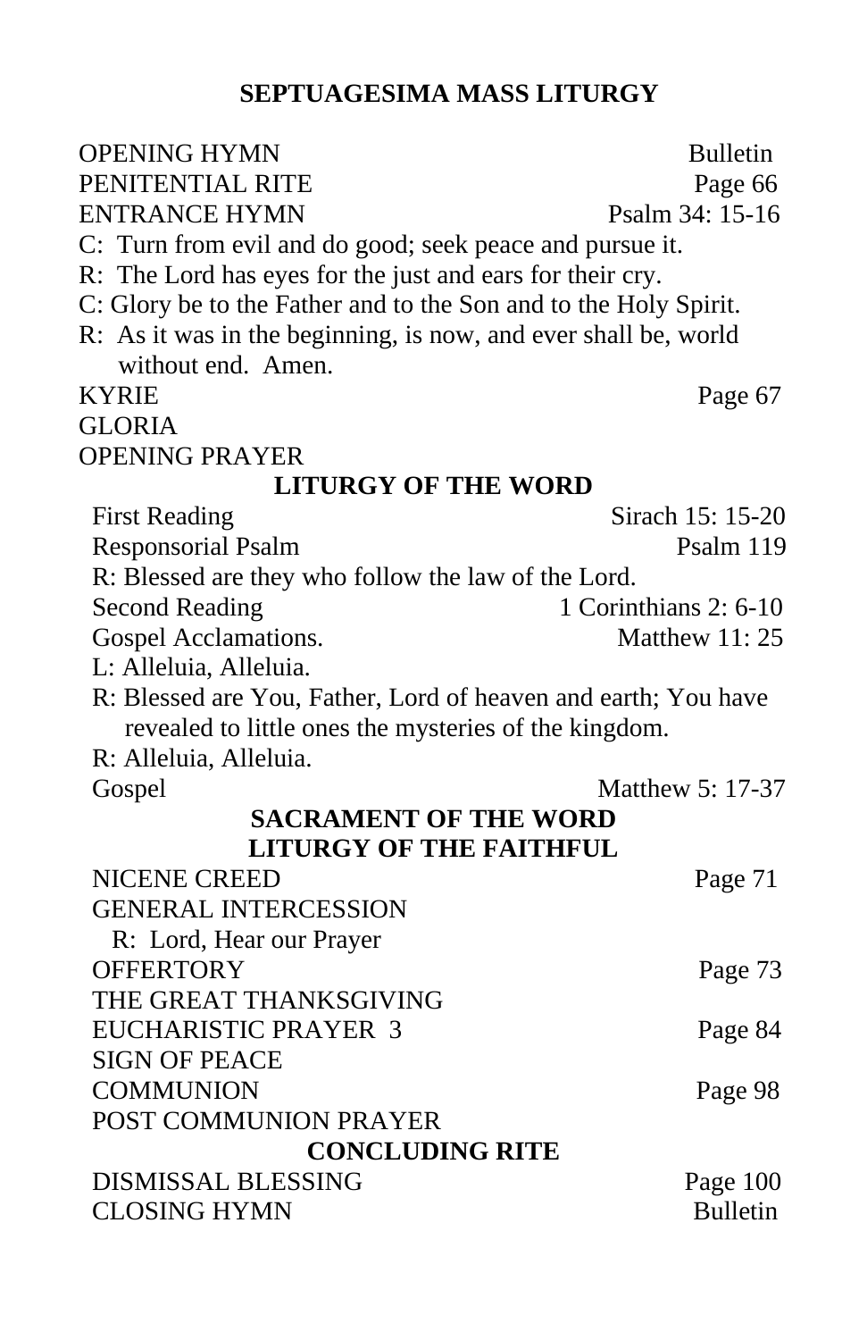## SEPTUAGESIMA MASS LITURGY

OPENING HYMN — Bulletin
PENITENTIAL RITE — Page 66
ENTRANCE HYMN — Psalm 34: 15-16

C: Turn from evil and do good; seek peace and pursue it.
R: The Lord has eyes for the just and ears for their cry.
C: Glory be to the Father and to the Son and to the Holy Spirit.
R: As it was in the beginning, is now, and ever shall be, world without end. Amen.

KYRIE — Page 67
GLORIA
OPENING PRAYER

### LITURGY OF THE WORD

First Reading — Sirach 15: 15-20
Responsorial Psalm — Psalm 119
R: Blessed are they who follow the law of the Lord.
Second Reading — 1 Corinthians 2: 6-10
Gospel Acclamations. — Matthew 11: 25
L: Alleluia, Alleluia.
R: Blessed are You, Father, Lord of heaven and earth; You have revealed to little ones the mysteries of the kingdom.
R: Alleluia, Alleluia.
Gospel — Matthew 5: 17-37

### SACRAMENT OF THE WORD
### LITURGY OF THE FAITHFUL

NICENE CREED — Page 71
GENERAL INTERCESSION
R: Lord, Hear our Prayer
OFFERTORY — Page 73
THE GREAT THANKSGIVING
EUCHARISTIC PRAYER 3 — Page 84
SIGN OF PEACE
COMMUNION — Page 98
POST COMMUNION PRAYER

### CONCLUDING RITE

DISMISSAL BLESSING — Page 100
CLOSING HYMN — Bulletin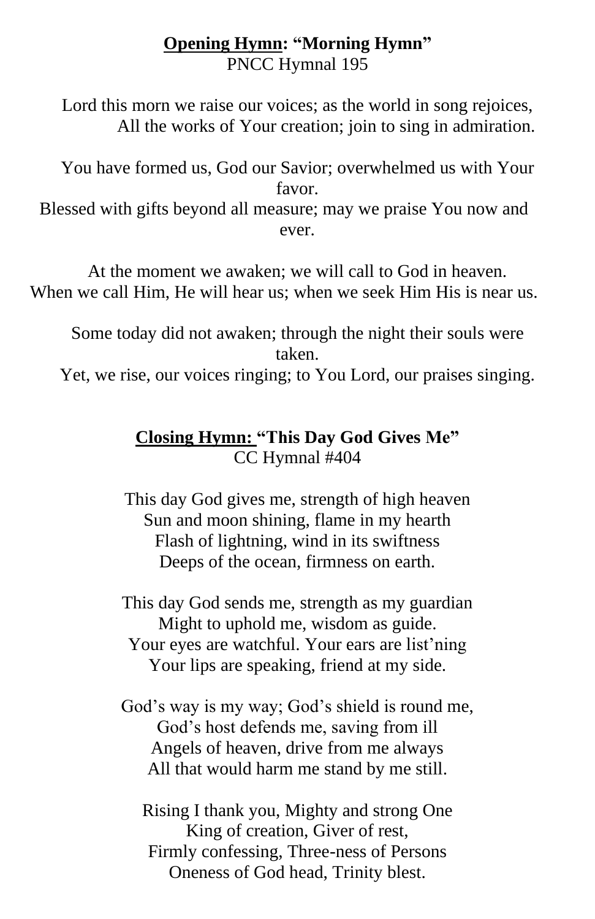**<u>Opening Hymn</u>: "Morning Hymn"**
PNCC Hymnal 195

Lord this morn we raise our voices; as the world in song rejoices,
All the works of Your creation; join to sing in admiration.

You have formed us, God our Savior; overwhelmed us with Your favor.
Blessed with gifts beyond all measure; may we praise You now and ever.

At the moment we awaken; we will call to God in heaven.
When we call Him, He will hear us; when we seek Him His is near us.

Some today did not awaken; through the night their souls were taken.
Yet, we rise, our voices ringing; to You Lord, our praises singing.

**<u>Closing Hymn:</u> "This Day God Gives Me"**
CC Hymnal #404

This day God gives me, strength of high heaven
Sun and moon shining, flame in my hearth
Flash of lightning, wind in its swiftness
Deeps of the ocean, firmness on earth.

This day God sends me, strength as my guardian
Might to uphold me, wisdom as guide.
Your eyes are watchful. Your ears are list'ning
Your lips are speaking, friend at my side.

God's way is my way; God's shield is round me,
God's host defends me, saving from ill
Angels of heaven, drive from me always
All that would harm me stand by me still.

Rising I thank you, Mighty and strong One
King of creation, Giver of rest,
Firmly confessing, Three-ness of Persons
Oneness of God head, Trinity blest.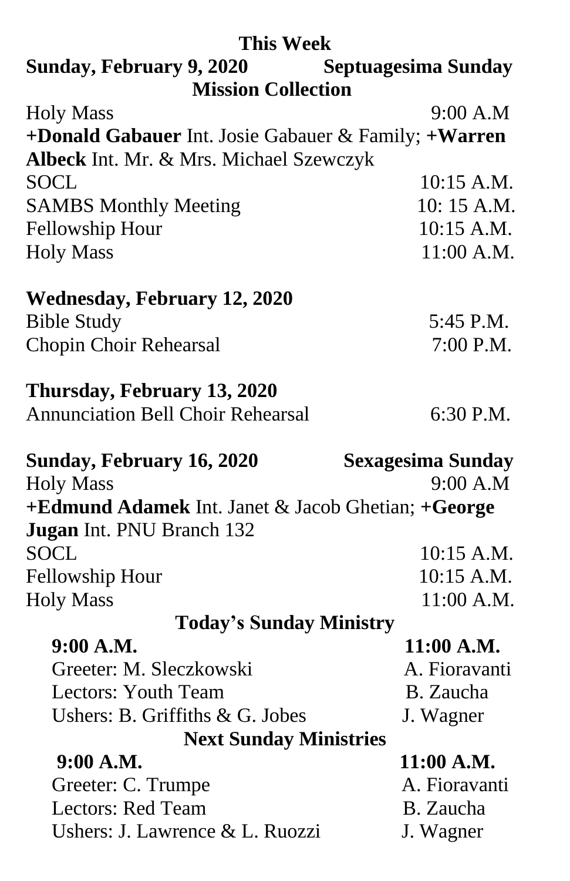## This Week

**Sunday, February 9, 2020 — Septuagesima Sunday**

**Mission Collection**

Holy Mass 9:00 A.M

**+Donald Gabauer** Int. Josie Gabauer & Family; **+Warren Albeck** Int. Mr. & Mrs. Michael Szewczyk

SOCL 10:15 A.M.

SAMBS Monthly Meeting 10: 15 A.M.

Fellowship Hour 10:15 A.M.

Holy Mass 11:00 A.M.

**Wednesday, February 12, 2020**

Bible Study 5:45 P.M.

Chopin Choir Rehearsal 7:00 P.M.

**Thursday, February 13, 2020**

Annunciation Bell Choir Rehearsal 6:30 P.M.

**Sunday, February 16, 2020 — Sexagesima Sunday**

Holy Mass 9:00 A.M

**+Edmund Adamek** Int. Janet & Jacob Ghetian; **+George Jugan** Int. PNU Branch 132

SOCL 10:15 A.M.

Fellowship Hour 10:15 A.M.

Holy Mass 11:00 A.M.

### Today's Sunday Ministry

| 9:00 A.M. | 11:00 A.M. |
|---|---|
| Greeter: M. Sleczkowski | A. Fioravanti |
| Lectors: Youth Team | B. Zaucha |
| Ushers: B. Griffiths & G. Jobes | J. Wagner |

### Next Sunday Ministries

| 9:00 A.M. | 11:00 A.M. |
|---|---|
| Greeter: C. Trumpe | A. Fioravanti |
| Lectors: Red Team | B. Zaucha |
| Ushers: J. Lawrence & L. Ruozzi | J. Wagner |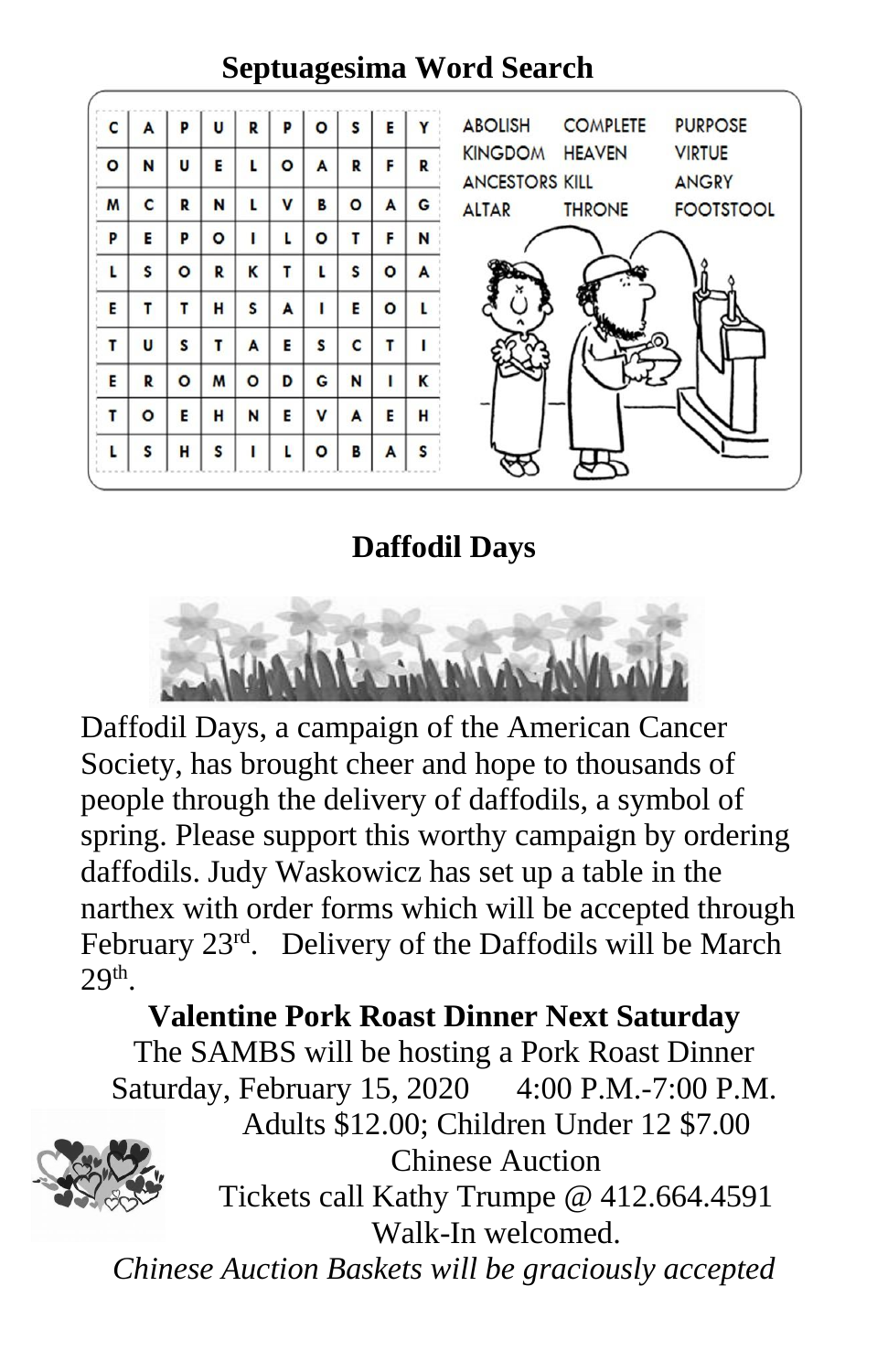## Septuagesima Word Search

| | | | | | | | | | |
|---|---|---|---|---|---|---|---|---|---|
| C | A | P | U | R | P | O | S | E | Y |
| O | N | U | E | L | O | A | R | F | R |
| M | C | R | N | L | V | B | O | A | G |
| P | E | P | O | I | L | O | T | F | N |
| L | S | O | R | K | T | L | S | O | A |
| E | T | T | H | S | A | I | E | O | L |
| T | U | S | T | A | E | S | C | T | I |
| E | R | O | M | O | D | G | N | I | K |
| T | O | E | H | N | E | V | A | E | H |
| L | S | H | S | I | L | O | B | A | S |

ABOLISH, COMPLETE, PURPOSE, KINGDOM, HEAVEN, VIRTUE, ANCESTORS, KILL, ANGRY, ALTAR, THRONE, FOOTSTOOL

## Daffodil Days

Daffodil Days, a campaign of the American Cancer Society, has brought cheer and hope to thousands of people through the delivery of daffodils, a symbol of spring. Please support this worthy campaign by ordering daffodils. Judy Waskowicz has set up a table in the narthex with order forms which will be accepted through February 23rd. Delivery of the Daffodils will be March 29th.

## Valentine Pork Roast Dinner Next Saturday

The SAMBS will be hosting a Pork Roast Dinner
Saturday, February 15, 2020 4:00 P.M.-7:00 P.M.
Adults $12.00; Children Under 12 $7.00
Chinese Auction
Tickets call Kathy Trumpe @ 412.664.4591
Walk-In welcomed.

*Chinese Auction Baskets will be graciously accepted*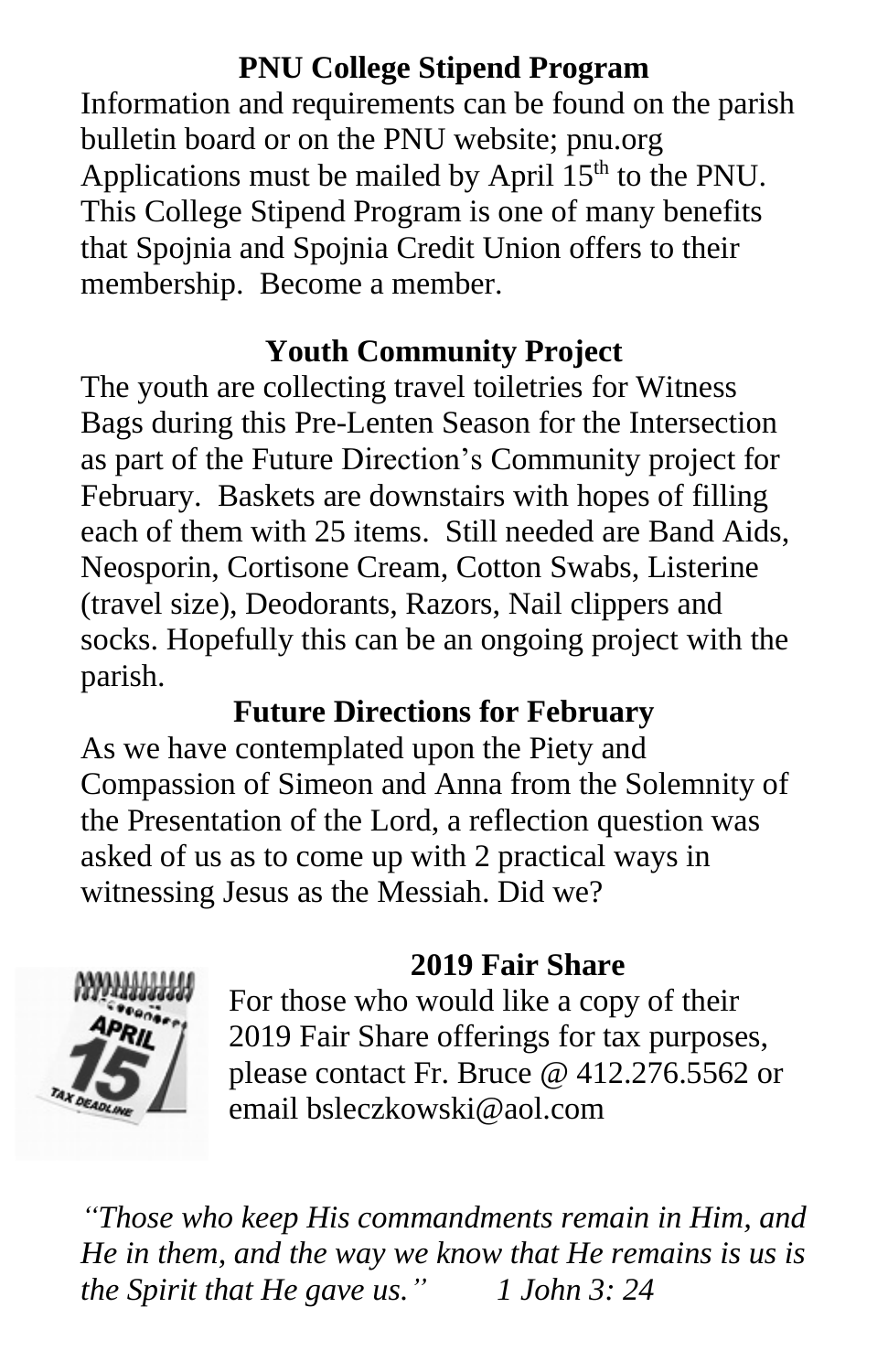## PNU College Stipend Program

Information and requirements can be found on the parish bulletin board or on the PNU website; pnu.org Applications must be mailed by April 15th to the PNU. This College Stipend Program is one of many benefits that Spojnia and Spojnia Credit Union offers to their membership. Become a member.

## Youth Community Project

The youth are collecting travel toiletries for Witness Bags during this Pre-Lenten Season for the Intersection as part of the Future Direction's Community project for February. Baskets are downstairs with hopes of filling each of them with 25 items. Still needed are Band Aids, Neosporin, Cortisone Cream, Cotton Swabs, Listerine (travel size), Deodorants, Razors, Nail clippers and socks. Hopefully this can be an ongoing project with the parish.

## Future Directions for February

As we have contemplated upon the Piety and Compassion of Simeon and Anna from the Solemnity of the Presentation of the Lord, a reflection question was asked of us as to come up with 2 practical ways in witnessing Jesus as the Messiah. Did we?

## 2019 Fair Share

For those who would like a copy of their 2019 Fair Share offerings for tax purposes, please contact Fr. Bruce @ 412.276.5562 or email bsleczkowski@aol.com

*"Those who keep His commandments remain in Him, and He in them, and the way we know that He remains is us is the Spirit that He gave us." 1 John 3: 24*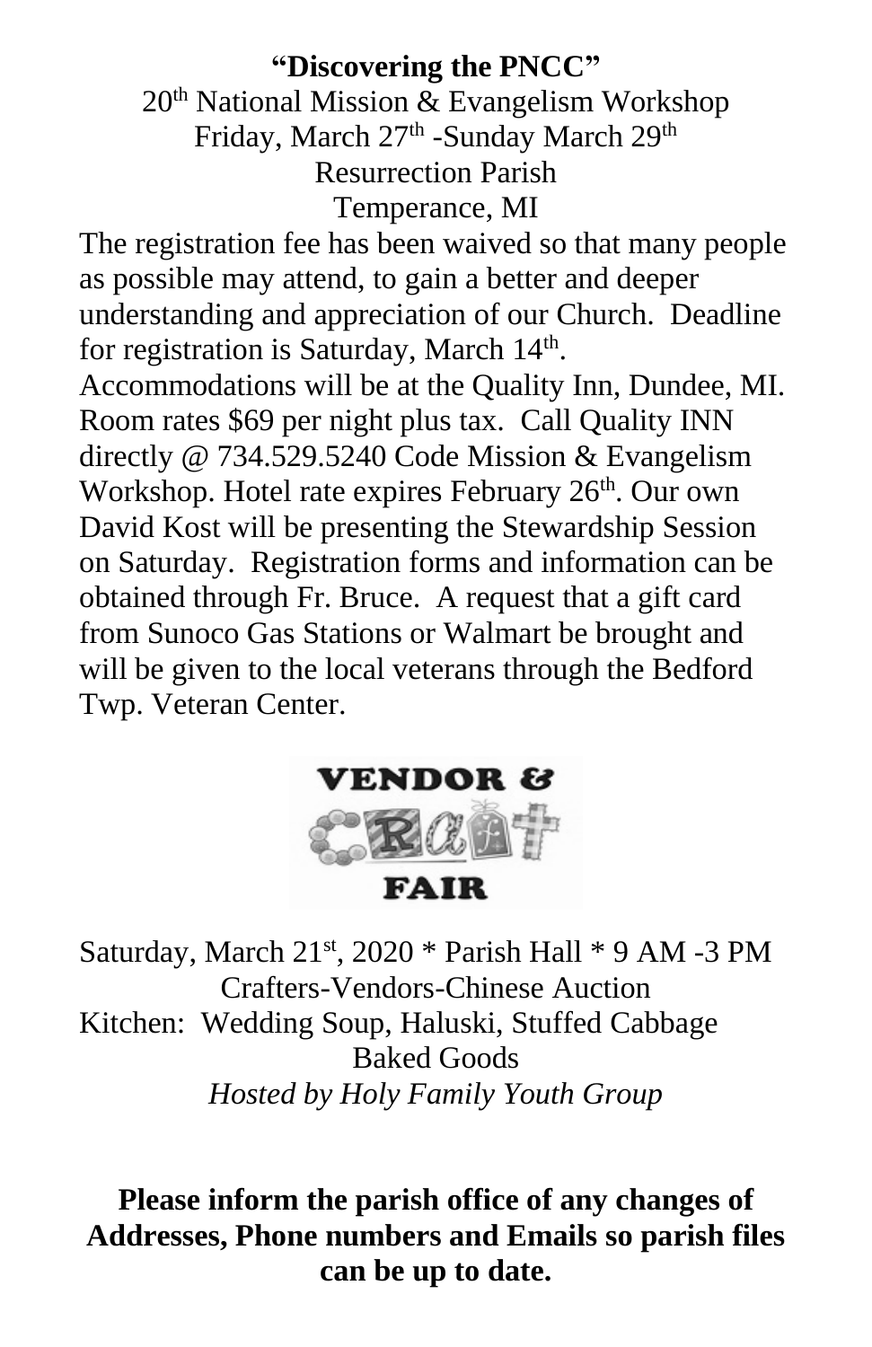**"Discovering the PNCC"**

20th National Mission & Evangelism Workshop

Friday, March 27th -Sunday March 29th

Resurrection Parish

Temperance, MI

The registration fee has been waived so that many people as possible may attend, to gain a better and deeper understanding and appreciation of our Church. Deadline for registration is Saturday, March 14th. Accommodations will be at the Quality Inn, Dundee, MI. Room rates $69 per night plus tax. Call Quality INN directly @ 734.529.5240 Code Mission & Evangelism Workshop. Hotel rate expires February 26th. Our own David Kost will be presenting the Stewardship Session on Saturday. Registration forms and information can be obtained through Fr. Bruce. A request that a gift card from Sunoco Gas Stations or Walmart be brought and will be given to the local veterans through the Bedford Twp. Veteran Center.

**VENDOR & CRAFT FAIR**

Saturday, March 21st, 2020 * Parish Hall * 9 AM -3 PM

Crafters-Vendors-Chinese Auction

Kitchen: Wedding Soup, Haluski, Stuffed Cabbage

Baked Goods

*Hosted by Holy Family Youth Group*

**Please inform the parish office of any changes of Addresses, Phone numbers and Emails so parish files can be up to date.**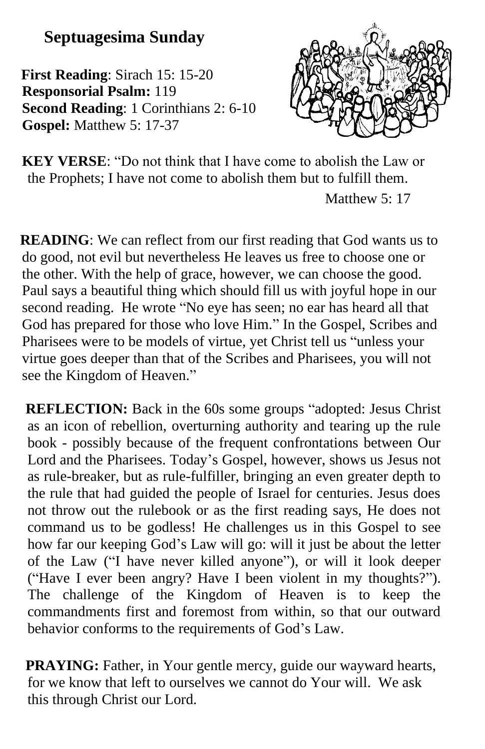# Septuagesima Sunday

**First Reading**: Sirach 15: 15-20
**Responsorial Psalm:** 119
**Second Reading**: 1 Corinthians 2: 6-10
**Gospel:** Matthew 5: 17-37

**KEY VERSE**: "Do not think that I have come to abolish the Law or the Prophets; I have not come to abolish them but to fulfill them.

Matthew 5: 17

**READING**: We can reflect from our first reading that God wants us to do good, not evil but nevertheless He leaves us free to choose one or the other. With the help of grace, however, we can choose the good. Paul says a beautiful thing which should fill us with joyful hope in our second reading. He wrote "No eye has seen; no ear has heard all that God has prepared for those who love Him." In the Gospel, Scribes and Pharisees were to be models of virtue, yet Christ tell us "unless your virtue goes deeper than that of the Scribes and Pharisees, you will not see the Kingdom of Heaven."

**REFLECTION:** Back in the 60s some groups "adopted: Jesus Christ as an icon of rebellion, overturning authority and tearing up the rule book - possibly because of the frequent confrontations between Our Lord and the Pharisees. Today's Gospel, however, shows us Jesus not as rule-breaker, but as rule-fulfiller, bringing an even greater depth to the rule that had guided the people of Israel for centuries. Jesus does not throw out the rulebook or as the first reading says, He does not command us to be godless! He challenges us in this Gospel to see how far our keeping God's Law will go: will it just be about the letter of the Law ("I have never killed anyone"), or will it look deeper ("Have I ever been angry? Have I been violent in my thoughts?"). The challenge of the Kingdom of Heaven is to keep the commandments first and foremost from within, so that our outward behavior conforms to the requirements of God's Law.

**PRAYING:** Father, in Your gentle mercy, guide our wayward hearts, for we know that left to ourselves we cannot do Your will. We ask this through Christ our Lord.